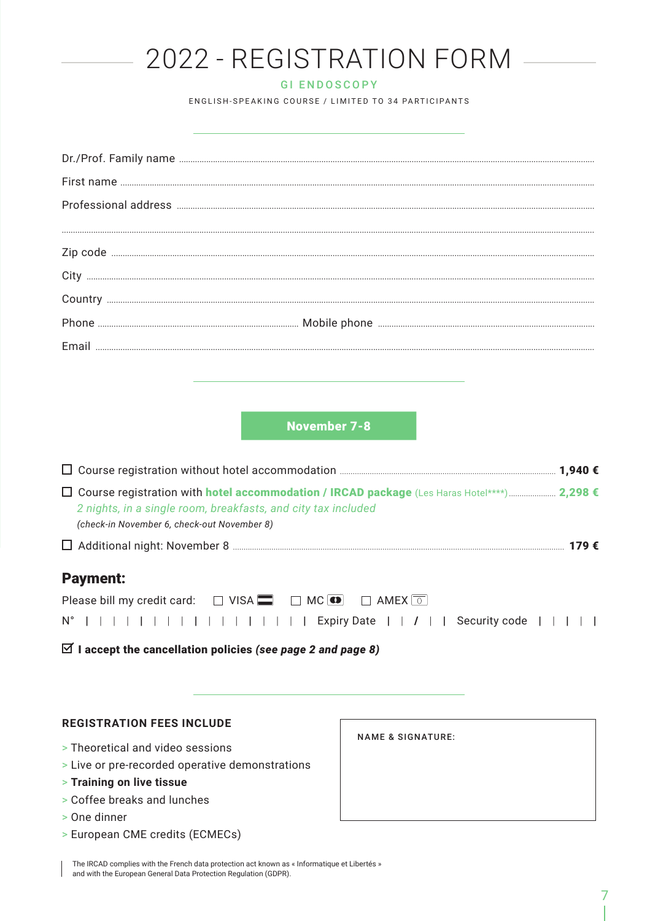# 2022 - REGISTRATION FORM

## GI ENDOSCOPY

ENGLISH-SPEAKING COURSE / LIMITED TO 34 PARTICIPANTS

Dr./Prof. Family name ..............................................................

First name ..............................................................

Professional address ..............................................................

..............................................................

Zip code ..............................................................

City ..............................................................

Country ..............................................................

Phone .............................. Mobile phone ..............................

Email ..............................................................

**November 7-8**

☐ Course registration without hotel accommodation .............................. **1,940 €**

☐ Course registration with **hotel accommodation / IRCAD package** (Les Haras Hotel****) .............................. **2,298 €**
*2 nights, in a single room, breakfasts, and city tax included*
*(check-in November 6, check-out November 8)*

☐ Additional night: November 8 .............................. **179 €**

## Payment:

Please bill my credit card: ☐ VISA ☐ MC ☐ AMEX

N° | | | | | | | | | | | | | | | | | Expiry Date | | / | | Security code | | | |

☑ **I accept the cancellation policies *(see page 2 and page 8)***

### REGISTRATION FEES INCLUDE

- Theoretical and video sessions
- Live or pre-recorded operative demonstrations
- **Training on live tissue**
- Coffee breaks and lunches
- One dinner
- European CME credits (ECMECs)

NAME & SIGNATURE:

The IRCAD complies with the French data protection act known as « Informatique et Libertés » and with the European General Data Protection Regulation (GDPR).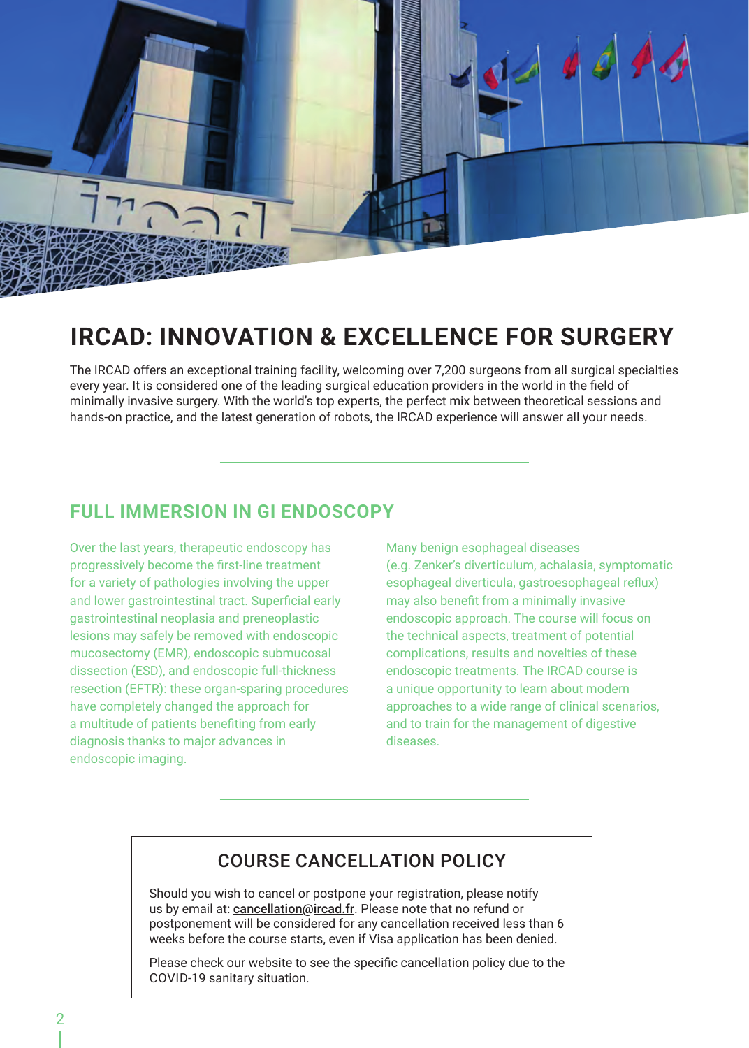# IRCAD: INNOVATION & EXCELLENCE FOR SURGERY

The IRCAD offers an exceptional training facility, welcoming over 7,200 surgeons from all surgical specialties every year. It is considered one of the leading surgical education providers in the world in the field of minimally invasive surgery. With the world's top experts, the perfect mix between theoretical sessions and hands-on practice, and the latest generation of robots, the IRCAD experience will answer all your needs.

## FULL IMMERSION IN GI ENDOSCOPY

Over the last years, therapeutic endoscopy has progressively become the first-line treatment for a variety of pathologies involving the upper and lower gastrointestinal tract. Superficial early gastrointestinal neoplasia and preneoplastic lesions may safely be removed with endoscopic mucosectomy (EMR), endoscopic submucosal dissection (ESD), and endoscopic full-thickness resection (EFTR): these organ-sparing procedures have completely changed the approach for a multitude of patients benefiting from early diagnosis thanks to major advances in endoscopic imaging.

Many benign esophageal diseases (e.g. Zenker's diverticulum, achalasia, symptomatic esophageal diverticula, gastroesophageal reflux) may also benefit from a minimally invasive endoscopic approach. The course will focus on the technical aspects, treatment of potential complications, results and novelties of these endoscopic treatments. The IRCAD course is a unique opportunity to learn about modern approaches to a wide range of clinical scenarios, and to train for the management of digestive diseases.

### COURSE CANCELLATION POLICY

Should you wish to cancel or postpone your registration, please notify us by email at: **cancellation@ircad.fr**. Please note that no refund or postponement will be considered for any cancellation received less than 6 weeks before the course starts, even if Visa application has been denied.

Please check our website to see the specific cancellation policy due to the COVID-19 sanitary situation.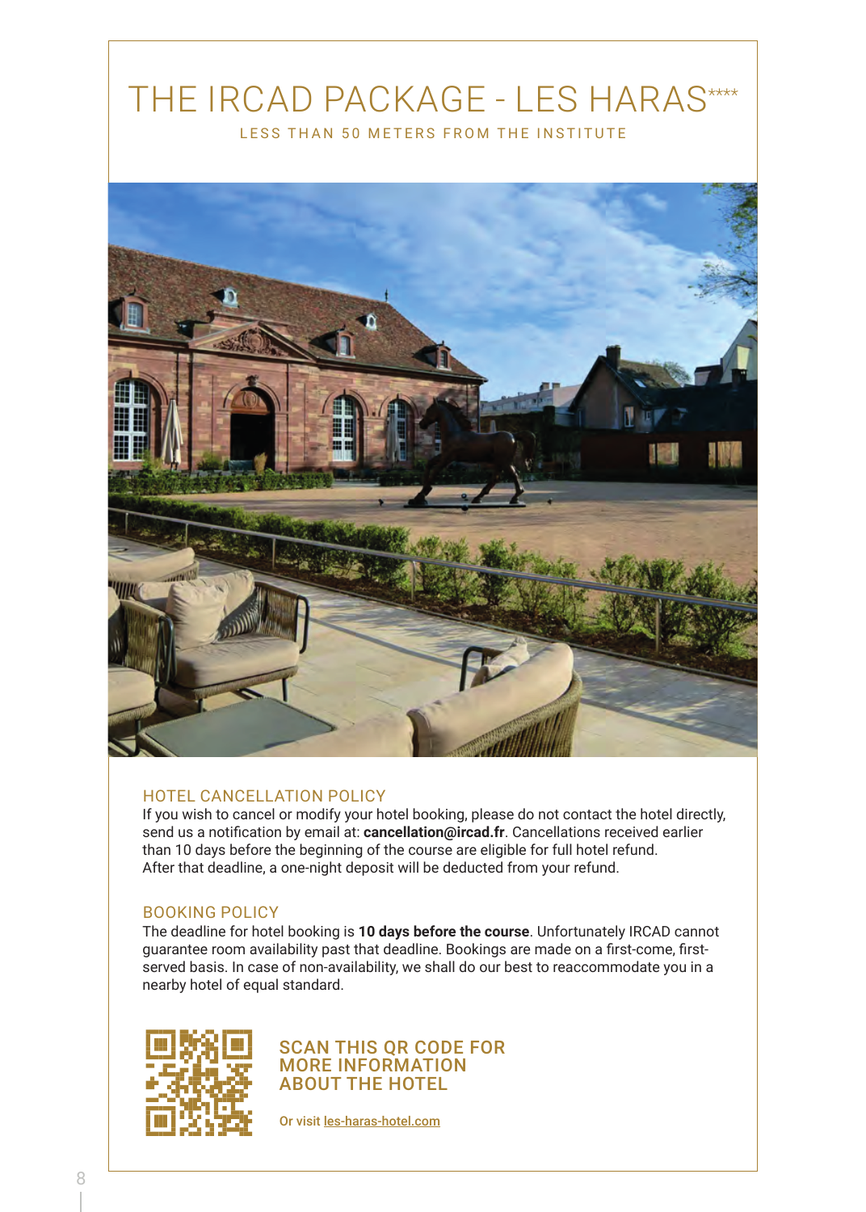# THE IRCAD PACKAGE - LES HARAS****

LESS THAN 50 METERS FROM THE INSTITUTE

## HOTEL CANCELLATION POLICY

If you wish to cancel or modify your hotel booking, please do not contact the hotel directly, send us a notification by email at: **cancellation@ircad.fr**. Cancellations received earlier than 10 days before the beginning of the course are eligible for full hotel refund. After that deadline, a one-night deposit will be deducted from your refund.

## BOOKING POLICY

The deadline for hotel booking is **10 days before the course**. Unfortunately IRCAD cannot guarantee room availability past that deadline. Bookings are made on a first-come, first-served basis. In case of non-availability, we shall do our best to reaccommodate you in a nearby hotel of equal standard.

SCAN THIS QR CODE FOR MORE INFORMATION ABOUT THE HOTEL

Or visit les-haras-hotel.com